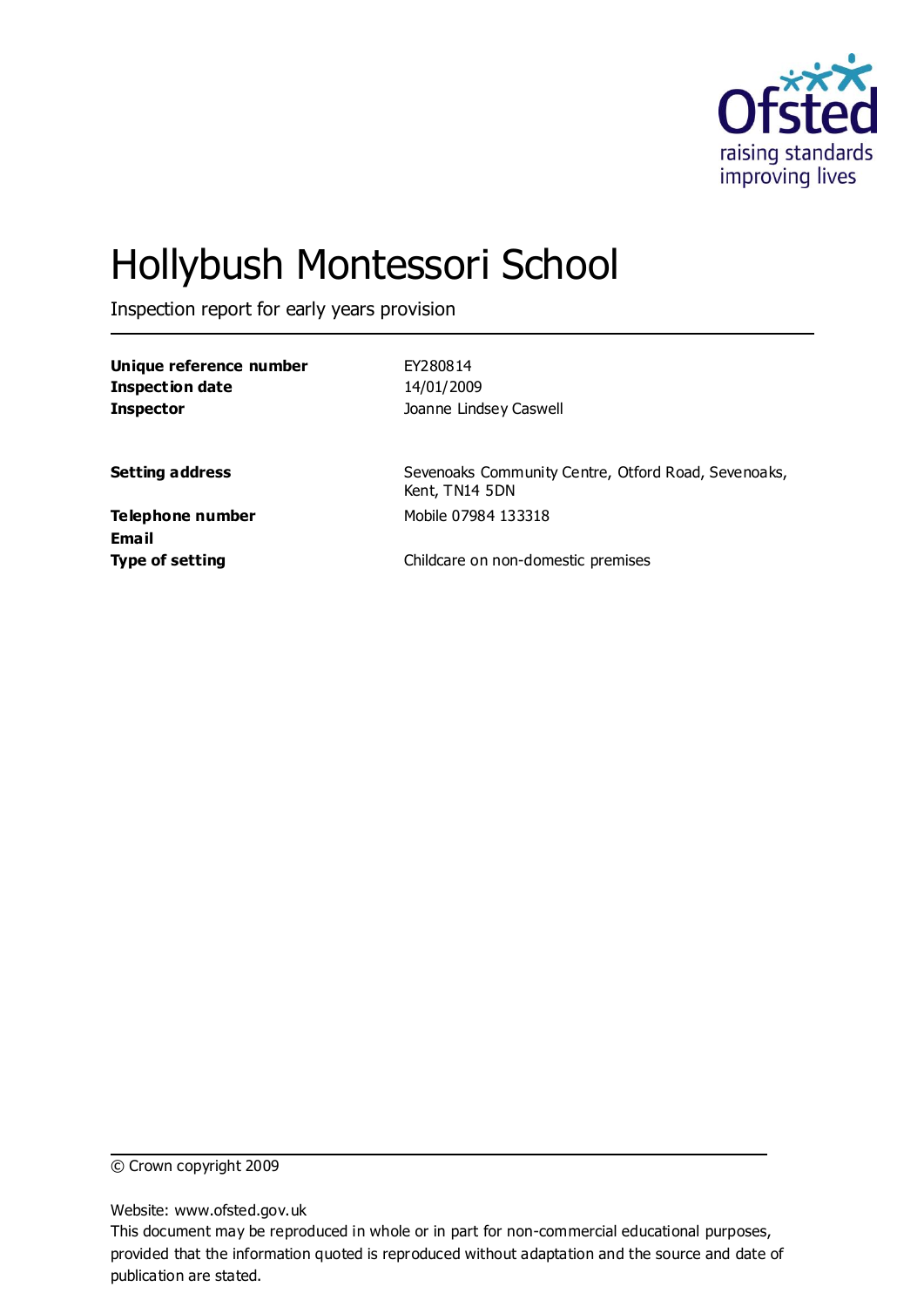# Hollybush Montessori School

Inspection report for early years provision

| | |
|---|---|
| **Unique reference number** | EY280814 |
| **Inspection date** | 14/01/2009 |
| **Inspector** | Joanne Lindsey Caswell |
| **Setting address** | Sevenoaks Community Centre, Otford Road, Sevenoaks, Kent, TN14 5DN |
| **Telephone number** | Mobile 07984 133318 |
| **Email** | |
| **Type of setting** | Childcare on non-domestic premises |

© Crown copyright 2009

Website: www.ofsted.gov.uk

This document may be reproduced in whole or in part for non-commercial educational purposes, provided that the information quoted is reproduced without adaptation and the source and date of publication are stated.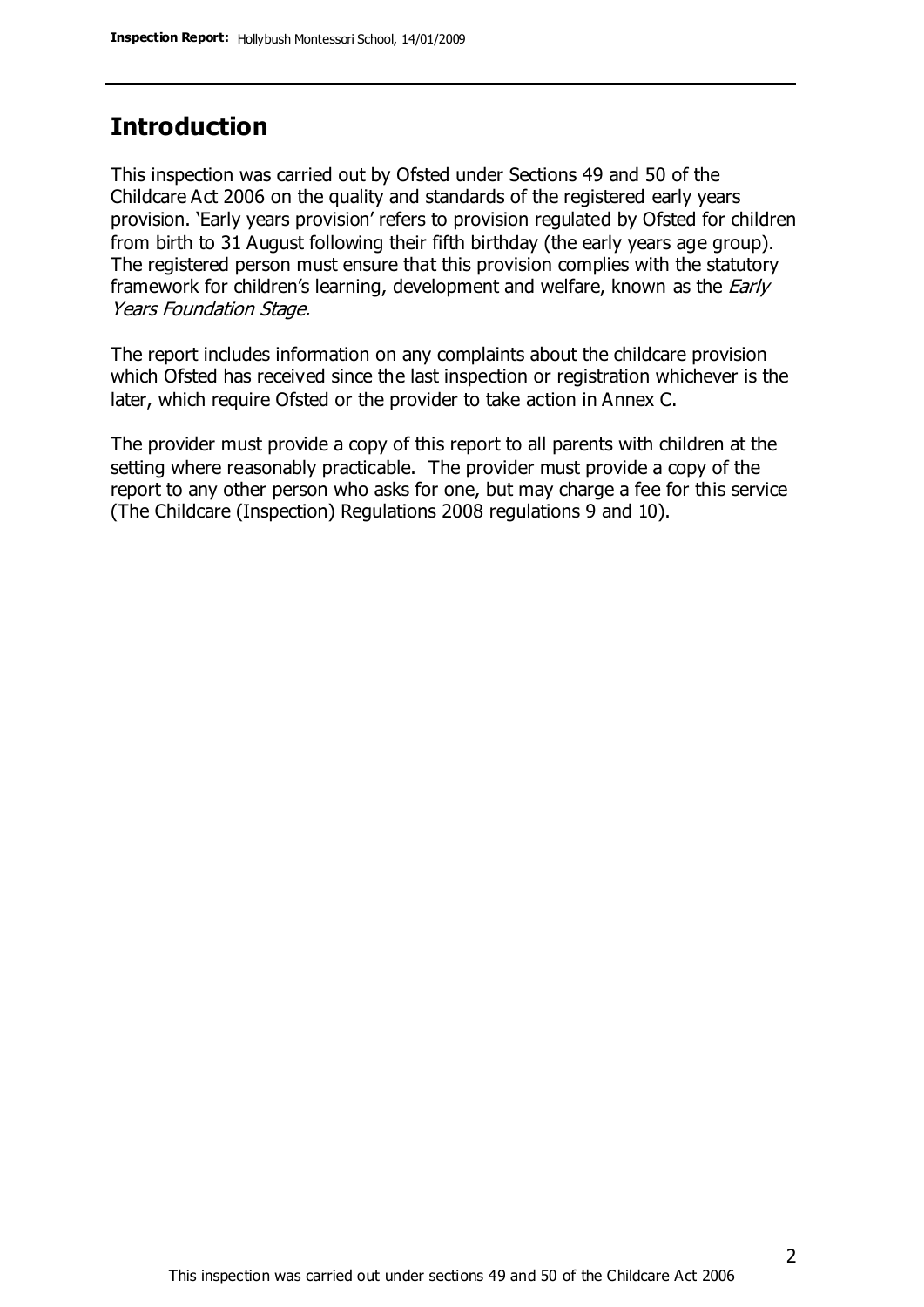## Introduction

This inspection was carried out by Ofsted under Sections 49 and 50 of the Childcare Act 2006 on the quality and standards of the registered early years provision. 'Early years provision' refers to provision regulated by Ofsted for children from birth to 31 August following their fifth birthday (the early years age group). The registered person must ensure that this provision complies with the statutory framework for children's learning, development and welfare, known as the *Early Years Foundation Stage.*

The report includes information on any complaints about the childcare provision which Ofsted has received since the last inspection or registration whichever is the later, which require Ofsted or the provider to take action in Annex C.

The provider must provide a copy of this report to all parents with children at the setting where reasonably practicable. The provider must provide a copy of the report to any other person who asks for one, but may charge a fee for this service (The Childcare (Inspection) Regulations 2008 regulations 9 and 10).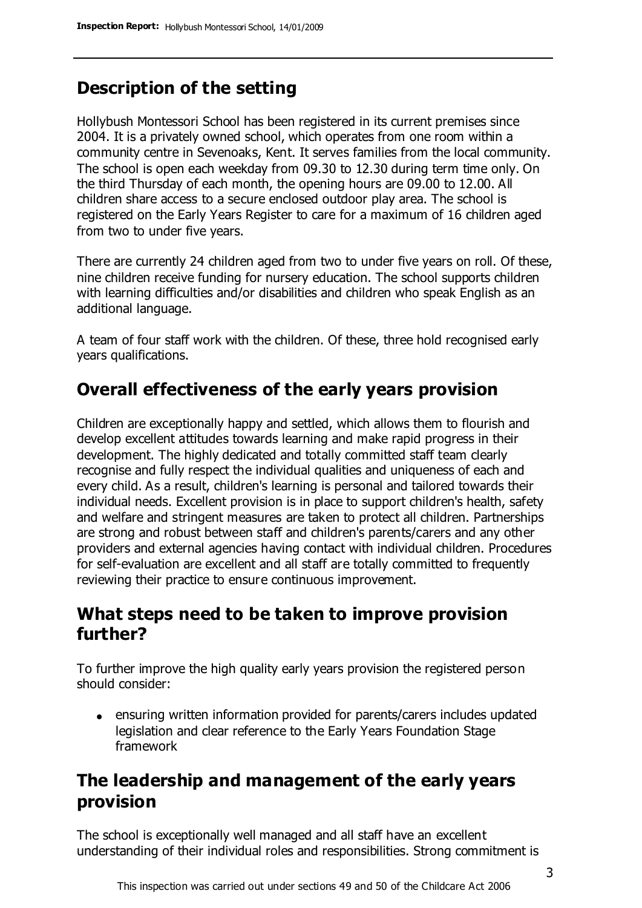## Description of the setting

Hollybush Montessori School has been registered in its current premises since 2004. It is a privately owned school, which operates from one room within a community centre in Sevenoaks, Kent. It serves families from the local community. The school is open each weekday from 09.30 to 12.30 during term time only. On the third Thursday of each month, the opening hours are 09.00 to 12.00. All children share access to a secure enclosed outdoor play area. The school is registered on the Early Years Register to care for a maximum of 16 children aged from two to under five years.

There are currently 24 children aged from two to under five years on roll. Of these, nine children receive funding for nursery education. The school supports children with learning difficulties and/or disabilities and children who speak English as an additional language.

A team of four staff work with the children. Of these, three hold recognised early years qualifications.

## Overall effectiveness of the early years provision

Children are exceptionally happy and settled, which allows them to flourish and develop excellent attitudes towards learning and make rapid progress in their development. The highly dedicated and totally committed staff team clearly recognise and fully respect the individual qualities and uniqueness of each and every child. As a result, children's learning is personal and tailored towards their individual needs. Excellent provision is in place to support children's health, safety and welfare and stringent measures are taken to protect all children. Partnerships are strong and robust between staff and children's parents/carers and any other providers and external agencies having contact with individual children. Procedures for self-evaluation are excellent and all staff are totally committed to frequently reviewing their practice to ensure continuous improvement.

## What steps need to be taken to improve provision further?

To further improve the high quality early years provision the registered person should consider:

- ensuring written information provided for parents/carers includes updated legislation and clear reference to the Early Years Foundation Stage framework

## The leadership and management of the early years provision

The school is exceptionally well managed and all staff have an excellent understanding of their individual roles and responsibilities. Strong commitment is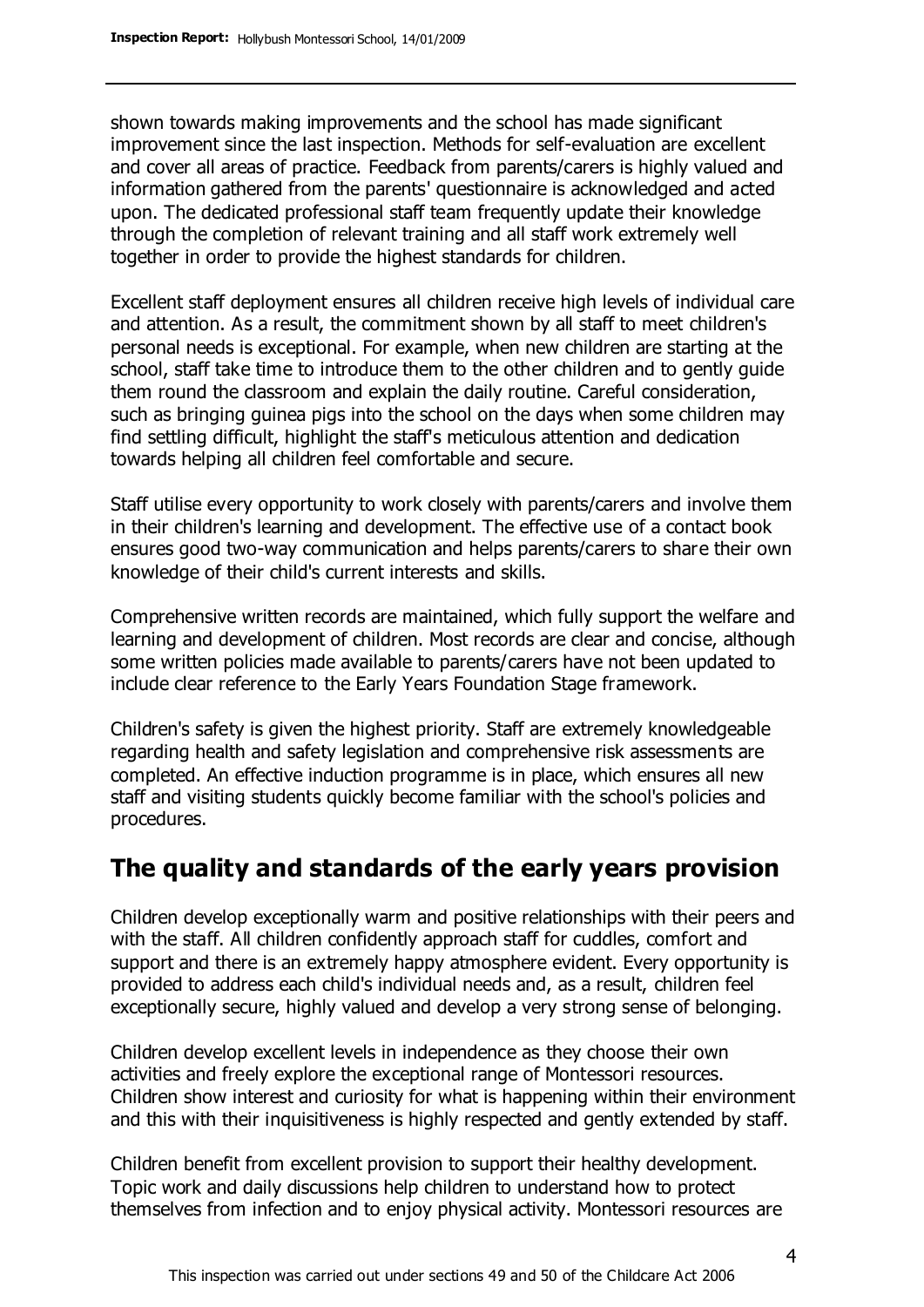shown towards making improvements and the school has made significant improvement since the last inspection. Methods for self-evaluation are excellent and cover all areas of practice. Feedback from parents/carers is highly valued and information gathered from the parents' questionnaire is acknowledged and acted upon. The dedicated professional staff team frequently update their knowledge through the completion of relevant training and all staff work extremely well together in order to provide the highest standards for children.

Excellent staff deployment ensures all children receive high levels of individual care and attention. As a result, the commitment shown by all staff to meet children's personal needs is exceptional. For example, when new children are starting at the school, staff take time to introduce them to the other children and to gently guide them round the classroom and explain the daily routine. Careful consideration, such as bringing guinea pigs into the school on the days when some children may find settling difficult, highlight the staff's meticulous attention and dedication towards helping all children feel comfortable and secure.

Staff utilise every opportunity to work closely with parents/carers and involve them in their children's learning and development. The effective use of a contact book ensures good two-way communication and helps parents/carers to share their own knowledge of their child's current interests and skills.

Comprehensive written records are maintained, which fully support the welfare and learning and development of children. Most records are clear and concise, although some written policies made available to parents/carers have not been updated to include clear reference to the Early Years Foundation Stage framework.

Children's safety is given the highest priority. Staff are extremely knowledgeable regarding health and safety legislation and comprehensive risk assessments are completed. An effective induction programme is in place, which ensures all new staff and visiting students quickly become familiar with the school's policies and procedures.

## The quality and standards of the early years provision

Children develop exceptionally warm and positive relationships with their peers and with the staff. All children confidently approach staff for cuddles, comfort and support and there is an extremely happy atmosphere evident. Every opportunity is provided to address each child's individual needs and, as a result, children feel exceptionally secure, highly valued and develop a very strong sense of belonging.

Children develop excellent levels in independence as they choose their own activities and freely explore the exceptional range of Montessori resources. Children show interest and curiosity for what is happening within their environment and this with their inquisitiveness is highly respected and gently extended by staff.

Children benefit from excellent provision to support their healthy development. Topic work and daily discussions help children to understand how to protect themselves from infection and to enjoy physical activity. Montessori resources are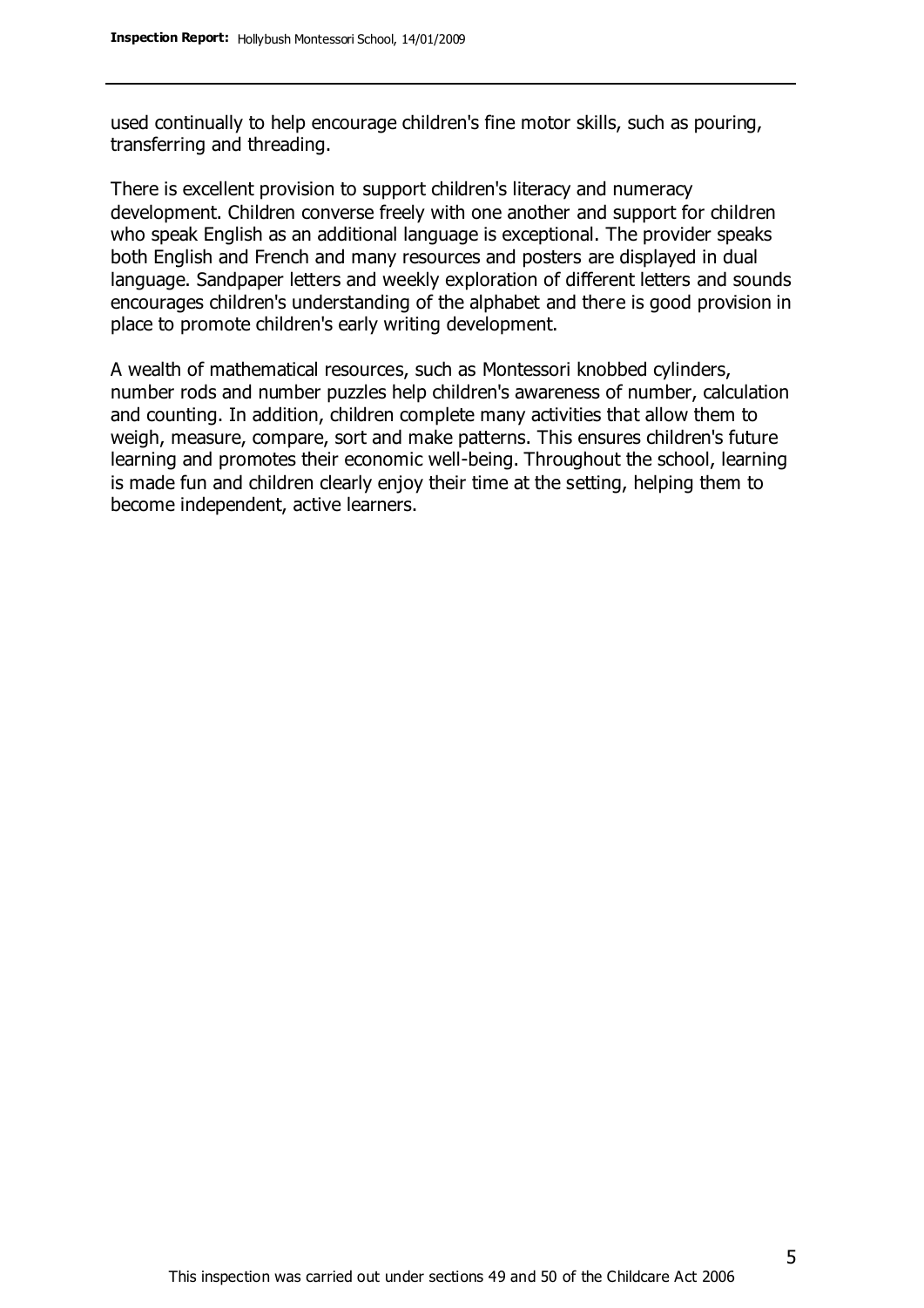used continually to help encourage children's fine motor skills, such as pouring, transferring and threading.

There is excellent provision to support children's literacy and numeracy development. Children converse freely with one another and support for children who speak English as an additional language is exceptional. The provider speaks both English and French and many resources and posters are displayed in dual language. Sandpaper letters and weekly exploration of different letters and sounds encourages children's understanding of the alphabet and there is good provision in place to promote children's early writing development.

A wealth of mathematical resources, such as Montessori knobbed cylinders, number rods and number puzzles help children's awareness of number, calculation and counting. In addition, children complete many activities that allow them to weigh, measure, compare, sort and make patterns. This ensures children's future learning and promotes their economic well-being. Throughout the school, learning is made fun and children clearly enjoy their time at the setting, helping them to become independent, active learners.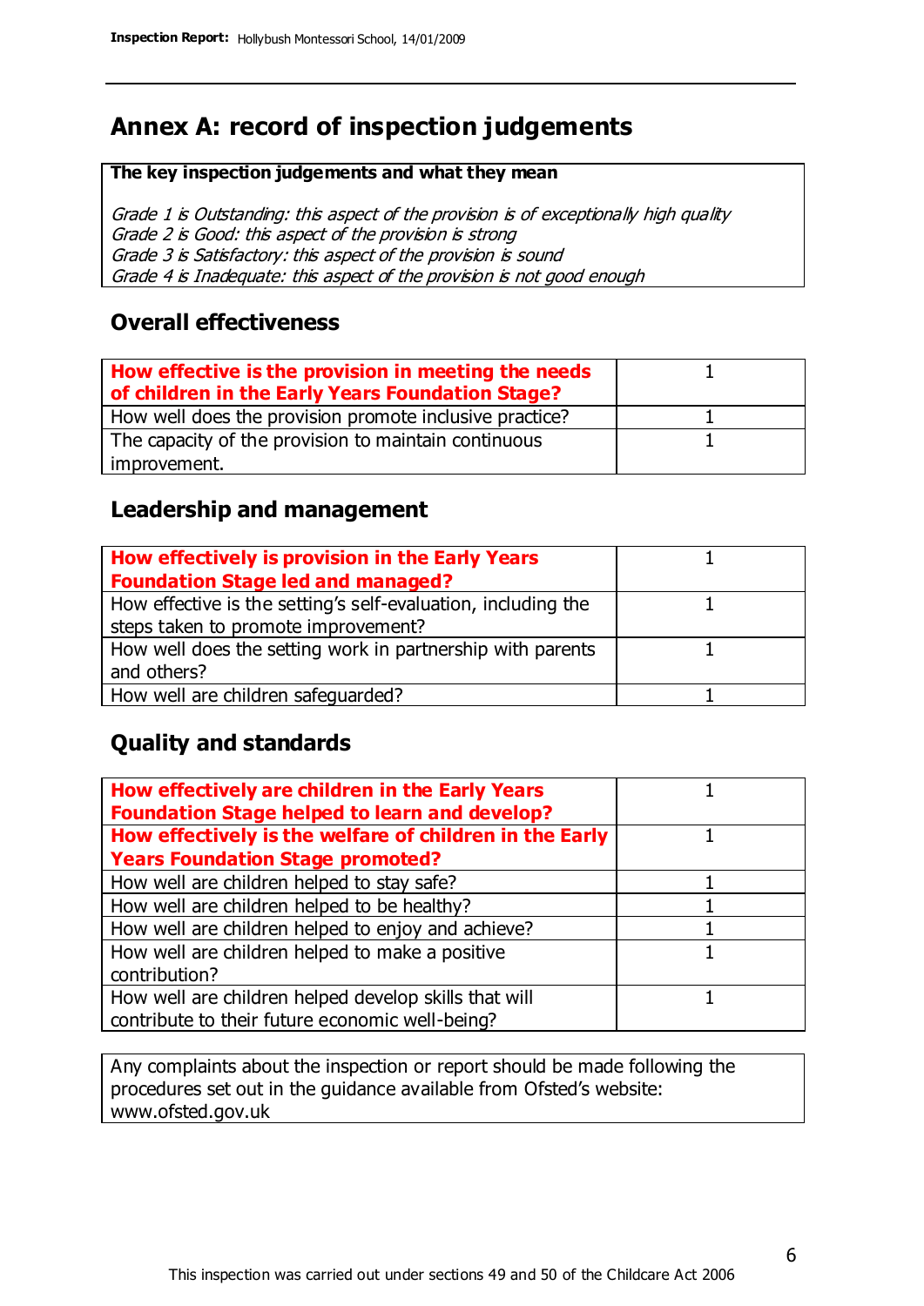# Annex A: record of inspection judgements

**The key inspection judgements and what they mean**

*Grade 1 is Outstanding: this aspect of the provision is of exceptionally high quality*
*Grade 2 is Good: this aspect of the provision is strong*
*Grade 3 is Satisfactory: this aspect of the provision is sound*
*Grade 4 is Inadequate: this aspect of the provision is not good enough*

## Overall effectiveness

| | |
|---|---|
| **How effective is the provision in meeting the needs of children in the Early Years Foundation Stage?** | 1 |
| How well does the provision promote inclusive practice? | 1 |
| The capacity of the provision to maintain continuous improvement. | 1 |

## Leadership and management

| | |
|---|---|
| **How effectively is provision in the Early Years Foundation Stage led and managed?** | 1 |
| How effective is the setting's self-evaluation, including the steps taken to promote improvement? | 1 |
| How well does the setting work in partnership with parents and others? | 1 |
| How well are children safeguarded? | 1 |

## Quality and standards

| | |
|---|---|
| **How effectively are children in the Early Years Foundation Stage helped to learn and develop?** | 1 |
| **How effectively is the welfare of children in the Early Years Foundation Stage promoted?** | 1 |
| How well are children helped to stay safe? | 1 |
| How well are children helped to be healthy? | 1 |
| How well are children helped to enjoy and achieve? | 1 |
| How well are children helped to make a positive contribution? | 1 |
| How well are children helped develop skills that will contribute to their future economic well-being? | 1 |

Any complaints about the inspection or report should be made following the procedures set out in the guidance available from Ofsted's website: www.ofsted.gov.uk

This inspection was carried out under sections 49 and 50 of the Childcare Act 2006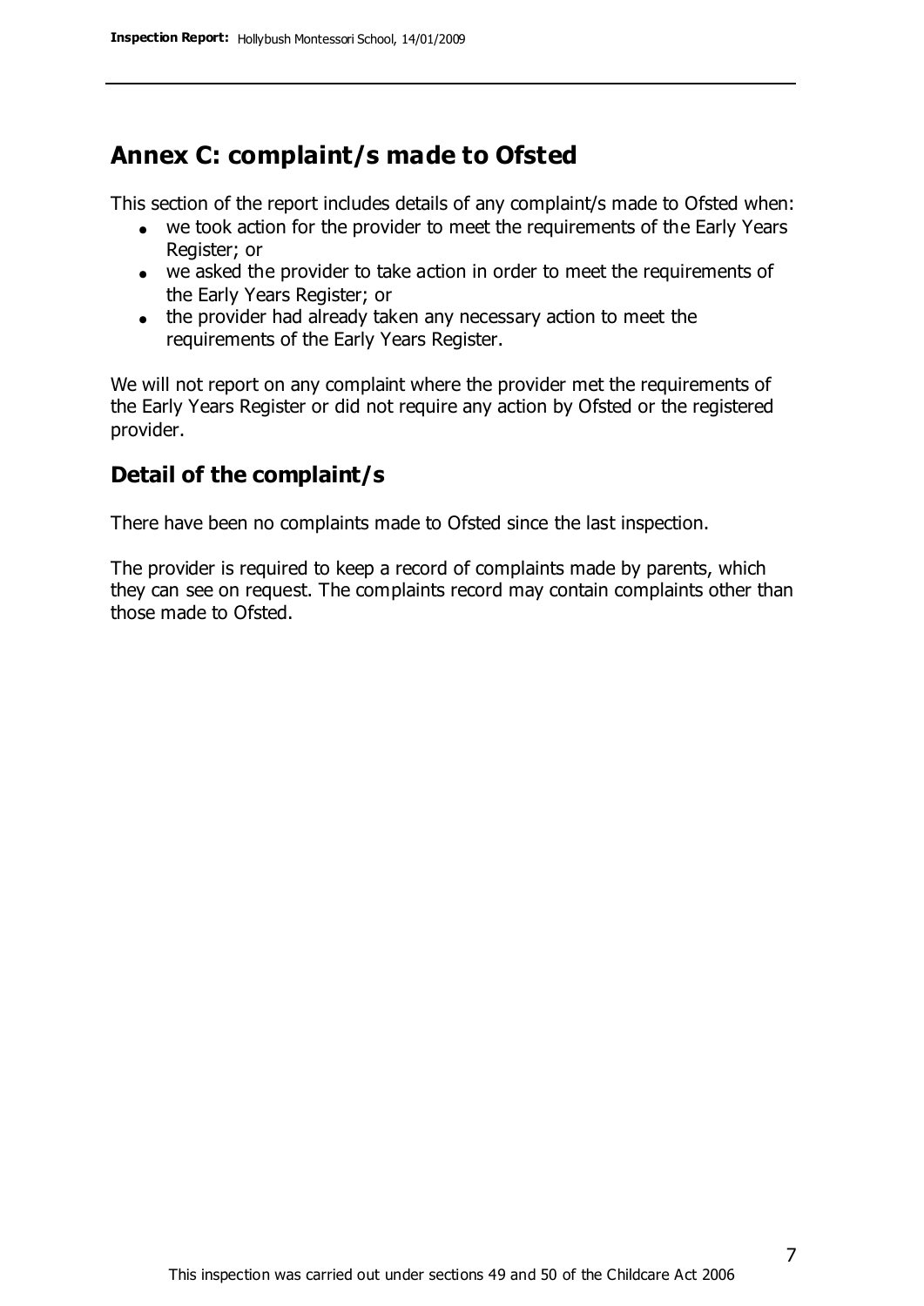## Annex C: complaint/s made to Ofsted

This section of the report includes details of any complaint/s made to Ofsted when:

- we took action for the provider to meet the requirements of the Early Years Register; or
- we asked the provider to take action in order to meet the requirements of the Early Years Register; or
- the provider had already taken any necessary action to meet the requirements of the Early Years Register.

We will not report on any complaint where the provider met the requirements of the Early Years Register or did not require any action by Ofsted or the registered provider.

### Detail of the complaint/s

There have been no complaints made to Ofsted since the last inspection.

The provider is required to keep a record of complaints made by parents, which they can see on request. The complaints record may contain complaints other than those made to Ofsted.